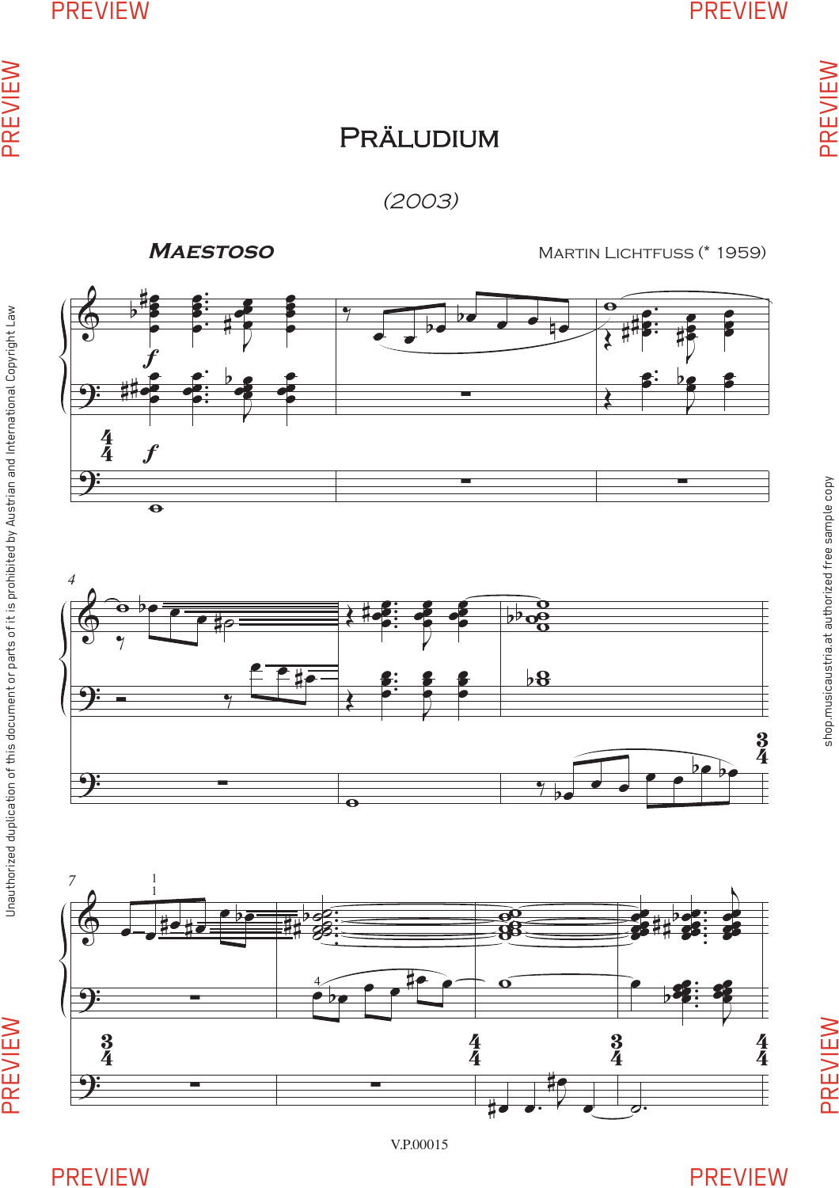# Präludium

*(2003)*

***Maestoso***

Martin Lichtfuss (* 1959)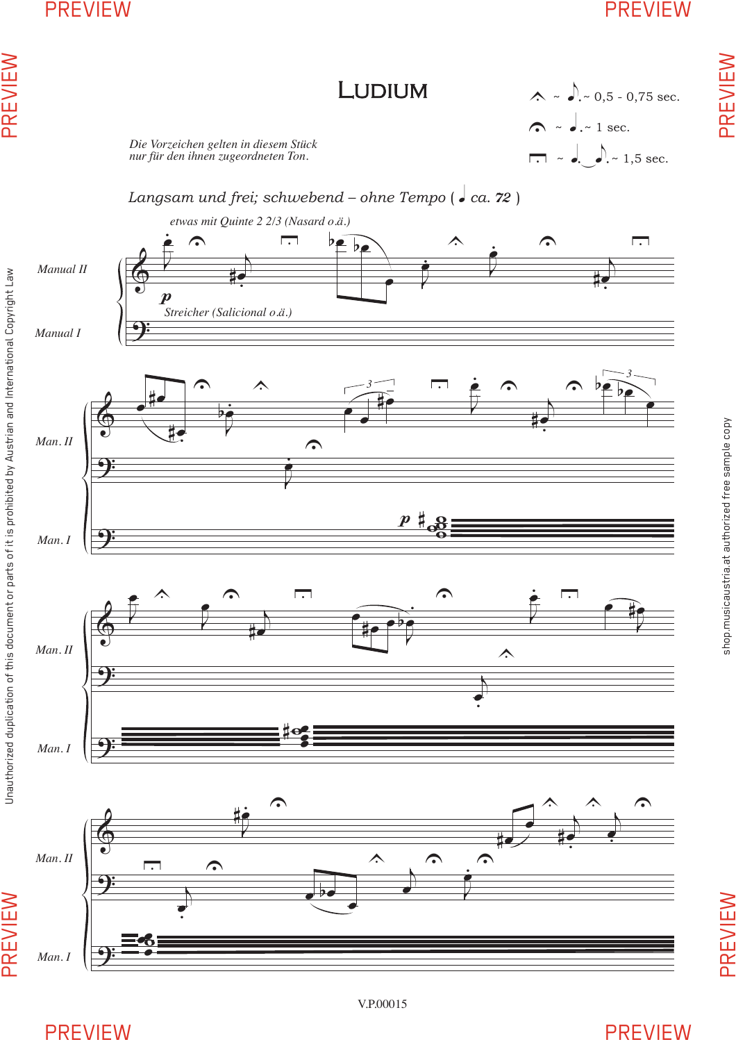# Ludium

*Die Vorzeichen gelten in diesem Stück nur für den ihnen zugeordneten Ton.*

𝄐 ~ ♪. ~ 0,5 - 0,75 sec.

𝄐 ~ ♩. ~ 1 sec.

⊓ ~ ♩.‿♪. ~ 1,5 sec.

*Langsam und frei; schwebend – ohne Tempo ( ♩ ca. 72 )*

*etwas mit Quinte 2 2/3 (Nasard o.ä.)*

*Manual II*

*p*

*Streicher (Salicional o.ä.)*

*Manual I*

*Man. II*

*Man. I*

*p*

*Man. II*

*Man. I*

*Man. II*

*Man. I*

V.P.00015